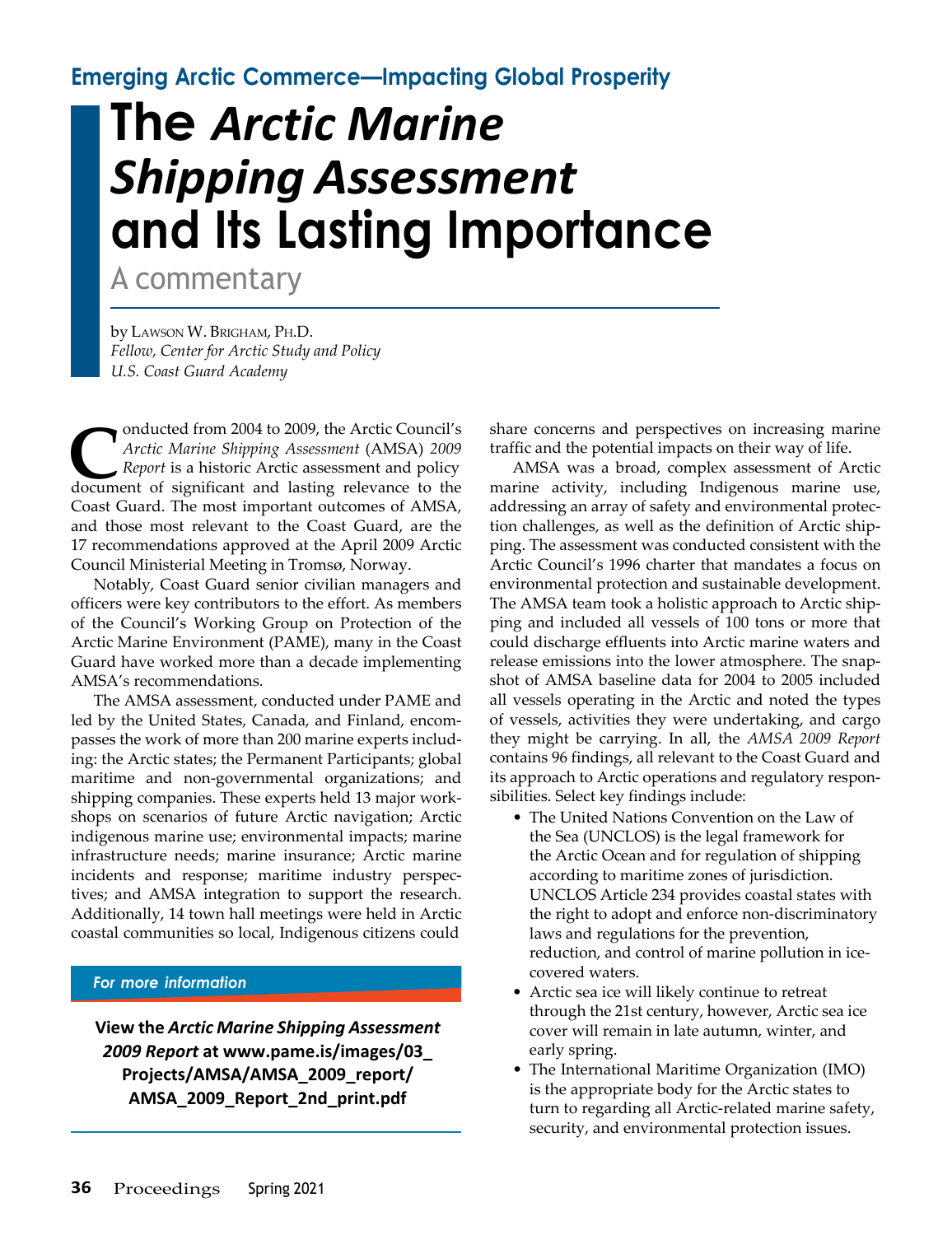## Emerging Arctic Commerce—Impacting Global Prosperity

# The *Arctic Marine Shipping Assessment* and Its Lasting Importance

A commentary

by Lawson W. Brigham, Ph.D.
*Fellow, Center for Arctic Study and Policy*
*U.S. Coast Guard Academy*

Conducted from 2004 to 2009, the Arctic Council's *Arctic Marine Shipping Assessment* (AMSA) *2009 Report* is a historic Arctic assessment and policy document of significant and lasting relevance to the Coast Guard. The most important outcomes of AMSA, and those most relevant to the Coast Guard, are the 17 recommendations approved at the April 2009 Arctic Council Ministerial Meeting in Tromsø, Norway.

Notably, Coast Guard senior civilian managers and officers were key contributors to the effort. As members of the Council's Working Group on Protection of the Arctic Marine Environment (PAME), many in the Coast Guard have worked more than a decade implementing AMSA's recommendations.

The AMSA assessment, conducted under PAME and led by the United States, Canada, and Finland, encompasses the work of more than 200 marine experts including: the Arctic states; the Permanent Participants; global maritime and non-governmental organizations; and shipping companies. These experts held 13 major workshops on scenarios of future Arctic navigation; Arctic indigenous marine use; environmental impacts; marine infrastructure needs; marine insurance; Arctic marine incidents and response; maritime industry perspectives; and AMSA integration to support the research. Additionally, 14 town hall meetings were held in Arctic coastal communities so local, Indigenous citizens could share concerns and perspectives on increasing marine traffic and the potential impacts on their way of life.

AMSA was a broad, complex assessment of Arctic marine activity, including Indigenous marine use, addressing an array of safety and environmental protection challenges, as well as the definition of Arctic shipping. The assessment was conducted consistent with the Arctic Council's 1996 charter that mandates a focus on environmental protection and sustainable development. The AMSA team took a holistic approach to Arctic shipping and included all vessels of 100 tons or more that could discharge effluents into Arctic marine waters and release emissions into the lower atmosphere. The snapshot of AMSA baseline data for 2004 to 2005 included all vessels operating in the Arctic and noted the types of vessels, activities they were undertaking, and cargo they might be carrying. In all, the *AMSA 2009 Report* contains 96 findings, all relevant to the Coast Guard and its approach to Arctic operations and regulatory responsibilities. Select key findings include:

- The United Nations Convention on the Law of the Sea (UNCLOS) is the legal framework for the Arctic Ocean and for regulation of shipping according to maritime zones of jurisdiction. UNCLOS Article 234 provides coastal states with the right to adopt and enforce non-discriminatory laws and regulations for the prevention, reduction, and control of marine pollution in ice-covered waters.
- Arctic sea ice will likely continue to retreat through the 21st century, however, Arctic sea ice cover will remain in late autumn, winter, and early spring.
- The International Maritime Organization (IMO) is the appropriate body for the Arctic states to turn to regarding all Arctic-related marine safety, security, and environmental protection issues.

**For more information**

**View the *Arctic Marine Shipping Assessment 2009 Report* at www.pame.is/images/03_Projects/AMSA/AMSA_2009_report/AMSA_2009_Report_2nd_print.pdf**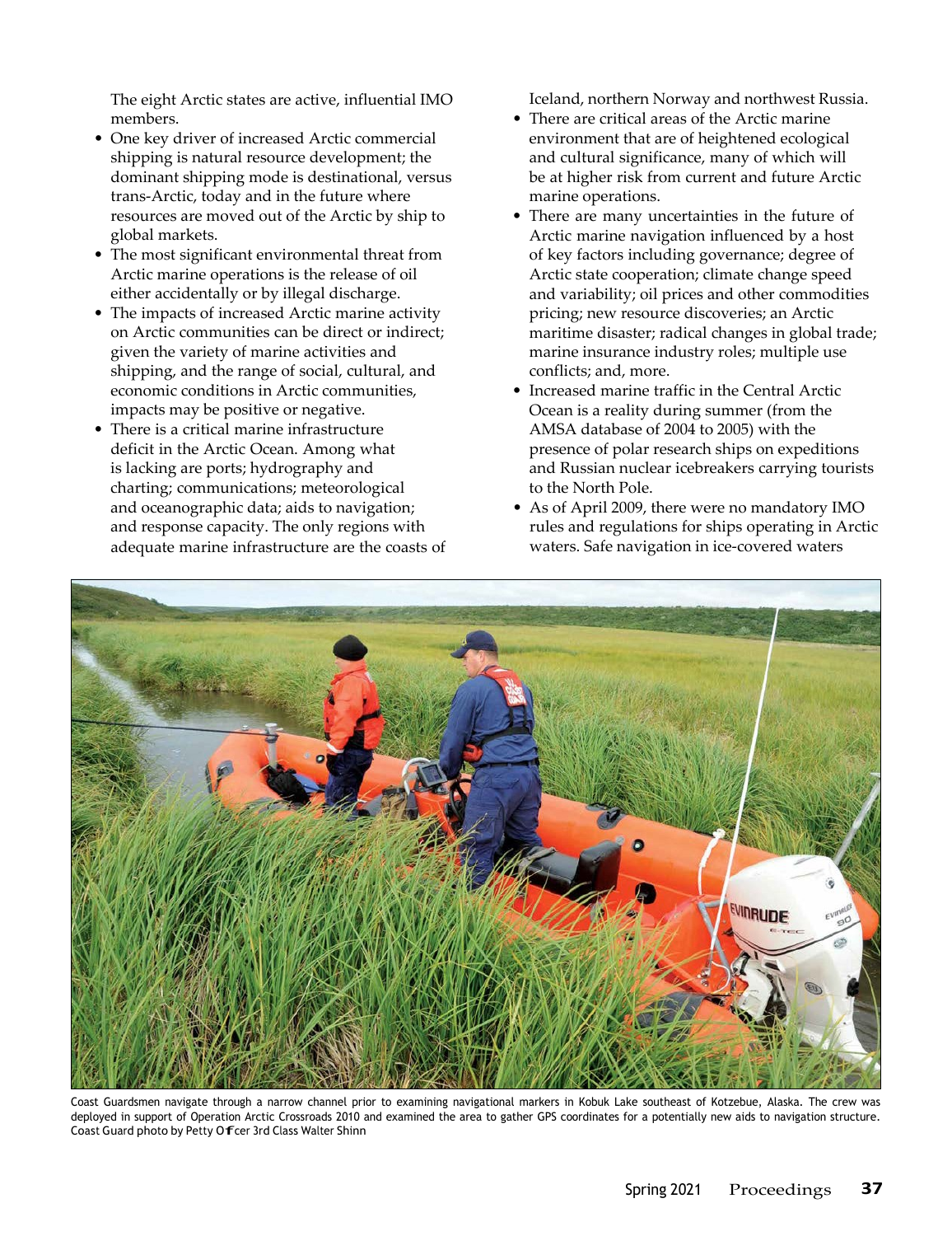The eight Arctic states are active, influential IMO members.

- One key driver of increased Arctic commercial shipping is natural resource development; the dominant shipping mode is destinational, versus trans-Arctic, today and in the future where resources are moved out of the Arctic by ship to global markets.
- The most significant environmental threat from Arctic marine operations is the release of oil either accidentally or by illegal discharge.
- The impacts of increased Arctic marine activity on Arctic communities can be direct or indirect; given the variety of marine activities and shipping, and the range of social, cultural, and economic conditions in Arctic communities, impacts may be positive or negative.
- There is a critical marine infrastructure deficit in the Arctic Ocean. Among what is lacking are ports; hydrography and charting; communications; meteorological and oceanographic data; aids to navigation; and response capacity. The only regions with adequate marine infrastructure are the coasts of Iceland, northern Norway and northwest Russia.
- There are critical areas of the Arctic marine environment that are of heightened ecological and cultural significance, many of which will be at higher risk from current and future Arctic marine operations.
- There are many uncertainties in the future of Arctic marine navigation influenced by a host of key factors including governance; degree of Arctic state cooperation; climate change speed and variability; oil prices and other commodities pricing; new resource discoveries; an Arctic maritime disaster; radical changes in global trade; marine insurance industry roles; multiple use conflicts; and, more.
- Increased marine traffic in the Central Arctic Ocean is a reality during summer (from the AMSA database of 2004 to 2005) with the presence of polar research ships on expeditions and Russian nuclear icebreakers carrying tourists to the North Pole.
- As of April 2009, there were no mandatory IMO rules and regulations for ships operating in Arctic waters. Safe navigation in ice-covered waters

Coast Guardsmen navigate through a narrow channel prior to examining navigational markers in Kobuk Lake southeast of Kotzebue, Alaska. The crew was deployed in support of Operation Arctic Crossroads 2010 and examined the area to gather GPS coordinates for a potentially new aids to navigation structure. Coast Guard photo by Petty Officer 3rd Class Walter Shinn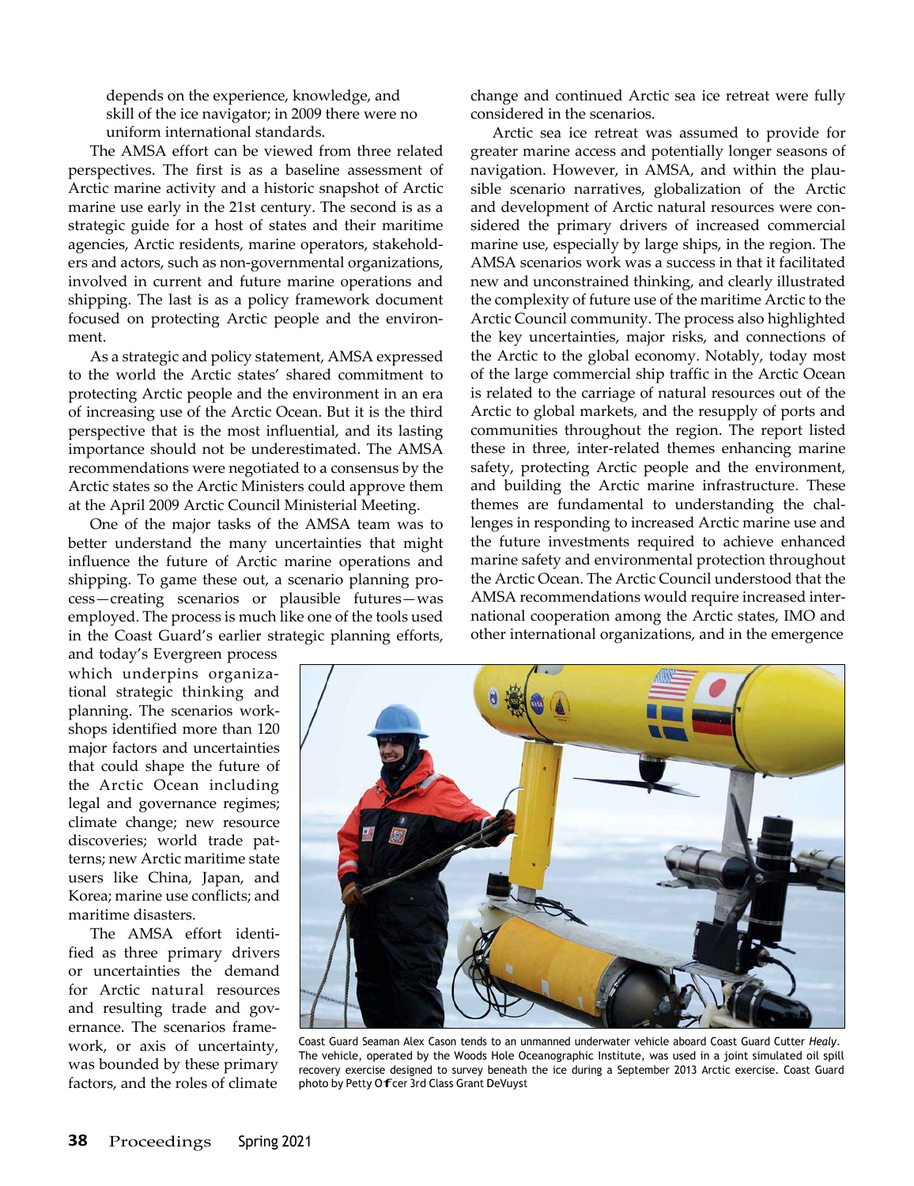depends on the experience, knowledge, and skill of the ice navigator; in 2009 there were no uniform international standards.

The AMSA effort can be viewed from three related perspectives. The first is as a baseline assessment of Arctic marine activity and a historic snapshot of Arctic marine use early in the 21st century. The second is as a strategic guide for a host of states and their maritime agencies, Arctic residents, marine operators, stakeholders and actors, such as non-governmental organizations, involved in current and future marine operations and shipping. The last is as a policy framework document focused on protecting Arctic people and the environment.

As a strategic and policy statement, AMSA expressed to the world the Arctic states' shared commitment to protecting Arctic people and the environment in an era of increasing use of the Arctic Ocean. But it is the third perspective that is the most influential, and its lasting importance should not be underestimated. The AMSA recommendations were negotiated to a consensus by the Arctic states so the Arctic Ministers could approve them at the April 2009 Arctic Council Ministerial Meeting.

One of the major tasks of the AMSA team was to better understand the many uncertainties that might influence the future of Arctic marine operations and shipping. To game these out, a scenario planning process—creating scenarios or plausible futures—was employed. The process is much like one of the tools used in the Coast Guard's earlier strategic planning efforts, and today's Evergreen process which underpins organizational strategic thinking and planning. The scenarios workshops identified more than 120 major factors and uncertainties that could shape the future of the Arctic Ocean including legal and governance regimes; climate change; new resource discoveries; world trade patterns; new Arctic maritime state users like China, Japan, and Korea; marine use conflicts; and maritime disasters.

The AMSA effort identified as three primary drivers or uncertainties the demand for Arctic natural resources and resulting trade and governance. The scenarios framework, or axis of uncertainty, was bounded by these primary factors, and the roles of climate change and continued Arctic sea ice retreat were fully considered in the scenarios.

Arctic sea ice retreat was assumed to provide for greater marine access and potentially longer seasons of navigation. However, in AMSA, and within the plausible scenario narratives, globalization of the Arctic and development of Arctic natural resources were considered the primary drivers of increased commercial marine use, especially by large ships, in the region. The AMSA scenarios work was a success in that it facilitated new and unconstrained thinking, and clearly illustrated the complexity of future use of the maritime Arctic to the Arctic Council community. The process also highlighted the key uncertainties, major risks, and connections of the Arctic to the global economy. Notably, today most of the large commercial ship traffic in the Arctic Ocean is related to the carriage of natural resources out of the Arctic to global markets, and the resupply of ports and communities throughout the region. The report listed these in three, inter-related themes enhancing marine safety, protecting Arctic people and the environment, and building the Arctic marine infrastructure. These themes are fundamental to understanding the challenges in responding to increased Arctic marine use and the future investments required to achieve enhanced marine safety and environmental protection throughout the Arctic Ocean. The Arctic Council understood that the AMSA recommendations would require increased international cooperation among the Arctic states, IMO and other international organizations, and in the emergence

Coast Guard Seaman Alex Cason tends to an unmanned underwater vehicle aboard Coast Guard Cutter *Healy*. The vehicle, operated by the Woods Hole Oceanographic Institute, was used in a joint simulated oil spill recovery exercise designed to survey beneath the ice during a September 2013 Arctic exercise. Coast Guard photo by Petty Officer 3rd Class Grant DeVuyst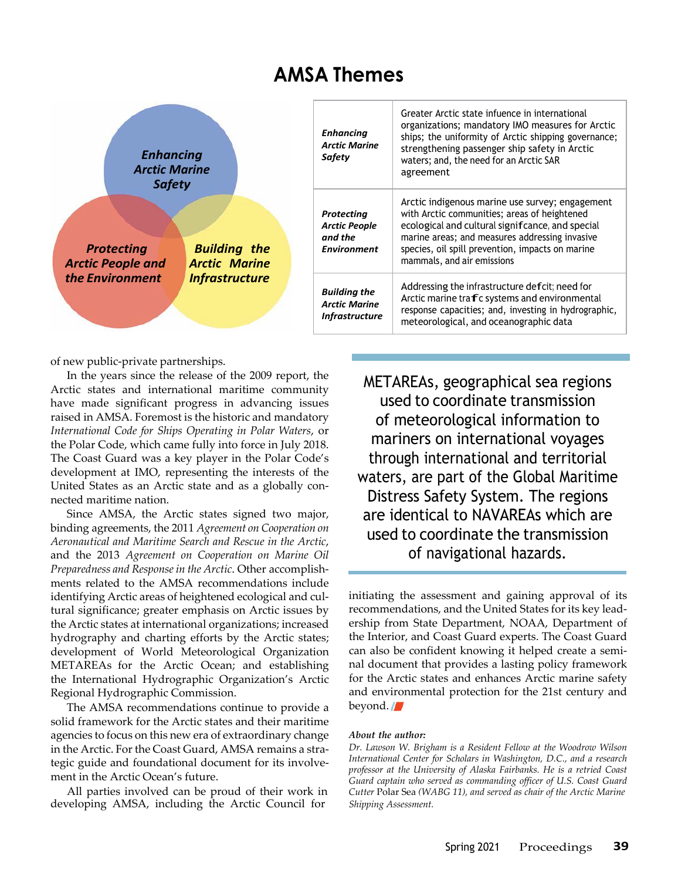## AMSA Themes

Enhancing Arctic Marine Safety

Protecting Arctic People and the Environment

Building the Arctic Marine Infrastructure

| | |
|---|---|
| ***Enhancing Arctic Marine Safety*** | Greater Arctic state infuence in international organizations; mandatory IMO measures for Arctic ships; the uniformity of Arctic shipping governance; strengthening passenger ship safety in Arctic waters; and, the need for an Arctic SAR agreement |
| ***Protecting Arctic People and the Environment*** | Arctic indigenous marine use survey; engagement with Arctic communities; areas of heightened ecological and cultural signifcance, and special marine areas; and measures addressing invasive species, oil spill prevention, impacts on marine mammals, and air emissions |
| ***Building the Arctic Marine Infrastructure*** | Addressing the infrastructure defcit; need for Arctic marine trafc systems and environmental response capacities; and, investing in hydrographic, meteorological, and oceanographic data |

of new public-private partnerships.

In the years since the release of the 2009 report, the Arctic states and international maritime community have made significant progress in advancing issues raised in AMSA. Foremost is the historic and mandatory *International Code for Ships Operating in Polar Waters*, or the Polar Code, which came fully into force in July 2018. The Coast Guard was a key player in the Polar Code's development at IMO, representing the interests of the United States as an Arctic state and as a globally connected maritime nation.

Since AMSA, the Arctic states signed two major, binding agreements, the 2011 *Agreement on Cooperation on Aeronautical and Maritime Search and Rescue in the Arctic*, and the 2013 *Agreement on Cooperation on Marine Oil Preparedness and Response in the Arctic*. Other accomplishments related to the AMSA recommendations include identifying Arctic areas of heightened ecological and cultural significance; greater emphasis on Arctic issues by the Arctic states at international organizations; increased hydrography and charting efforts by the Arctic states; development of World Meteorological Organization METAREAs for the Arctic Ocean; and establishing the International Hydrographic Organization's Arctic Regional Hydrographic Commission.

The AMSA recommendations continue to provide a solid framework for the Arctic states and their maritime agencies to focus on this new era of extraordinary change in the Arctic. For the Coast Guard, AMSA remains a strategic guide and foundational document for its involvement in the Arctic Ocean's future.

All parties involved can be proud of their work in developing AMSA, including the Arctic Council for initiating the assessment and gaining approval of its recommendations, and the United States for its key leadership from State Department, NOAA, Department of the Interior, and Coast Guard experts. The Coast Guard can also be confident knowing it helped create a seminal document that provides a lasting policy framework for the Arctic states and enhances Arctic marine safety and environmental protection for the 21st century and beyond.

> METAREAs, geographical sea regions used to coordinate transmission of meteorological information to mariners on international voyages through international and territorial waters, are part of the Global Maritime Distress Safety System. The regions are identical to NAVAREAs which are used to coordinate the transmission of navigational hazards.

***About the author:***

*Dr. Lawson W. Brigham is a Resident Fellow at the Woodrow Wilson International Center for Scholars in Washington, D.C., and a research professor at the University of Alaska Fairbanks. He is a retried Coast Guard captain who served as commanding officer of U.S. Coast Guard Cutter* Polar Sea *(WABG 11), and served as chair of the Arctic Marine Shipping Assessment.*